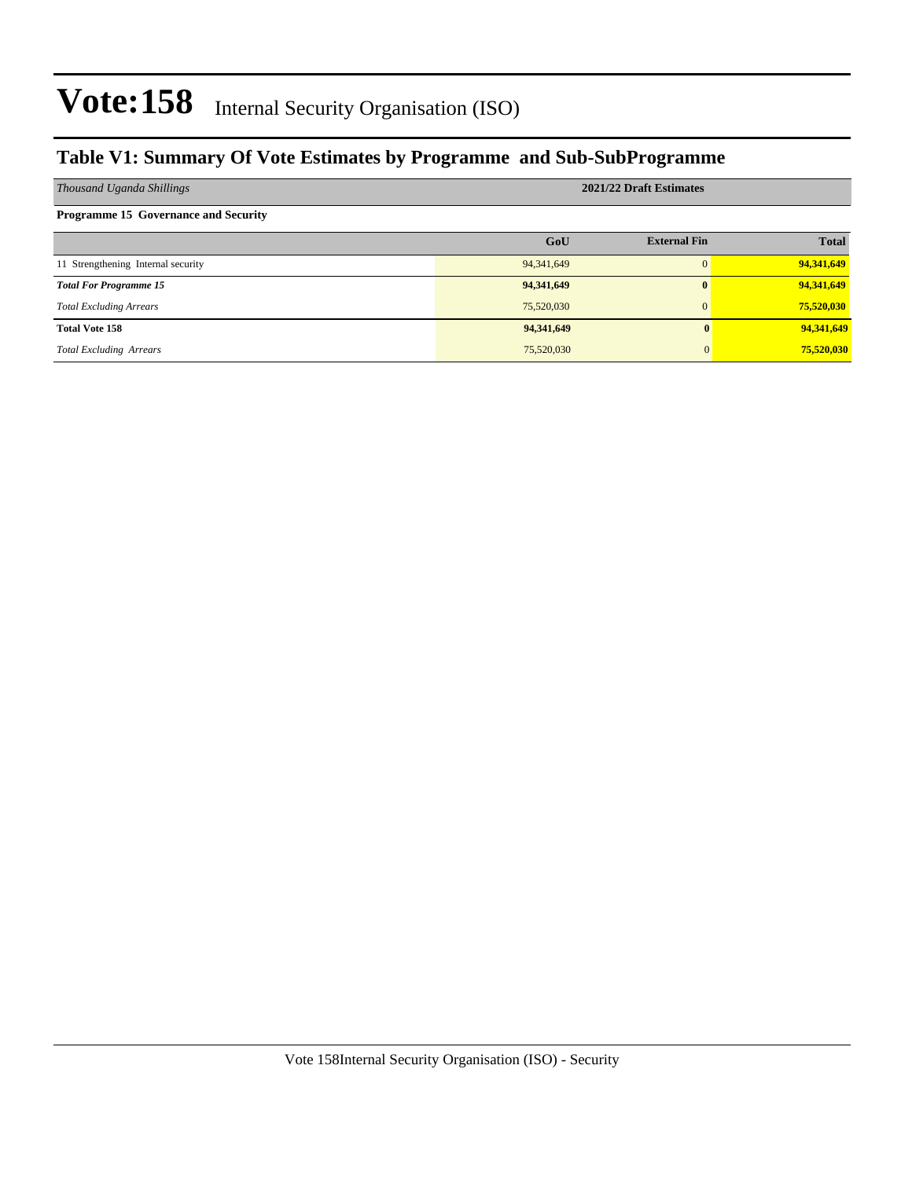# Vote:158 Internal Security Organisation (ISO)

## Table V1: Summary Of Vote Estimates by Programme and Sub-SubProgramme

| *Thousand Uganda Shillings* | 2021/22 Draft Estimates | | |
|---|---|---|---|
| **Programme 15 Governance and Security** | | | |
| | **GoU** | **External Fin** | **Total** |
| 11 Strengthening Internal security | 94,341,649 | 0 | **94,341,649** |
| ***Total For Programme 15*** | **94,341,649** | **0** | **94,341,649** |
| *Total Excluding Arrears* | 75,520,030 | 0 | **75,520,030** |
| **Total Vote 158** | **94,341,649** | **0** | **94,341,649** |
| *Total Excluding Arrears* | 75,520,030 | 0 | **75,520,030** |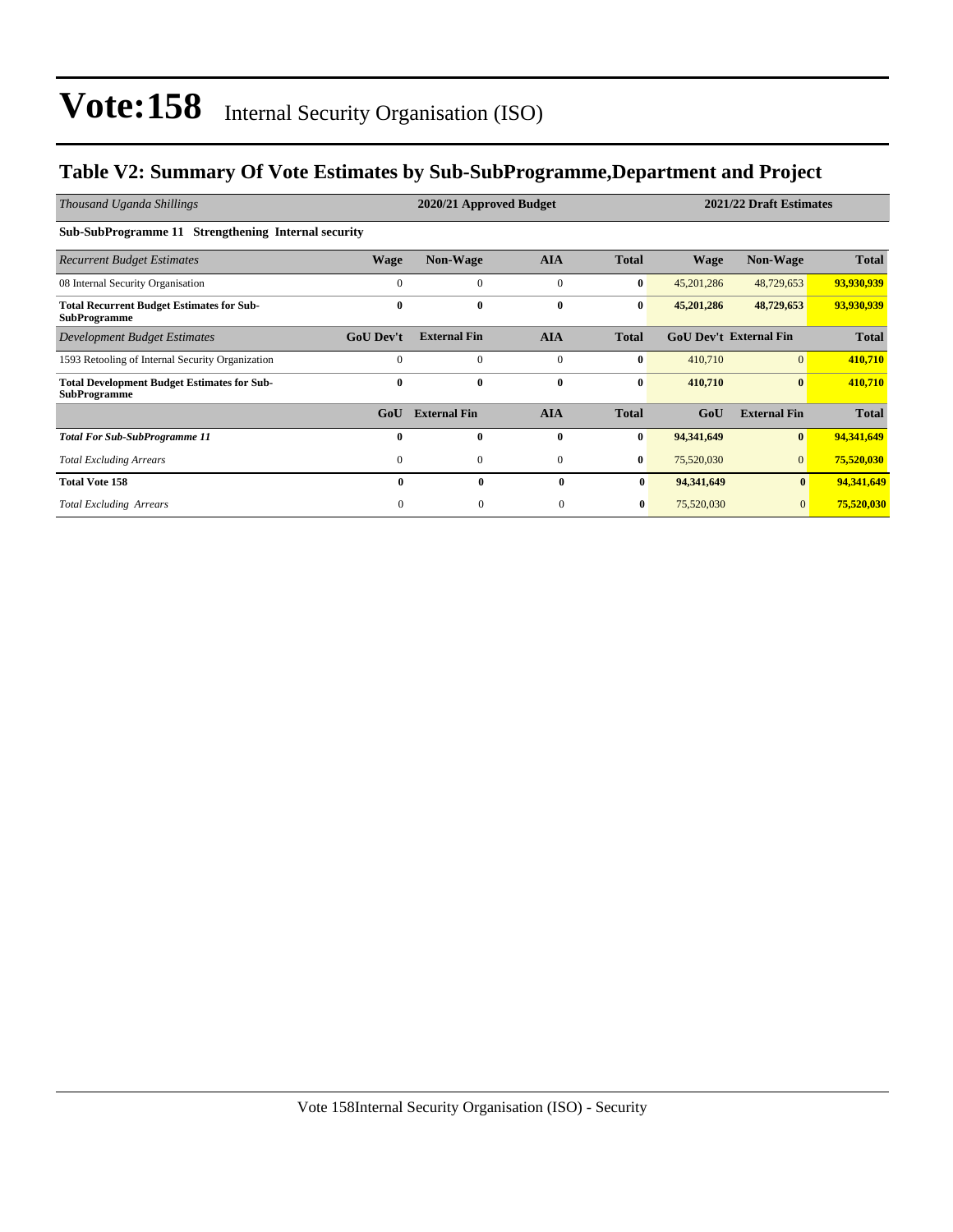# Vote:158 Internal Security Organisation (ISO)

## Table V2: Summary Of Vote Estimates by Sub-SubProgramme,Department and Project

| *Thousand Uganda Shillings* | 2020/21 Approved Budget | | | | 2021/22 Draft Estimates | | |
|---|---|---|---|---|---|---|---|
| **Sub-SubProgramme 11 Strengthening Internal security** | | | | | | | |
| *Recurrent Budget Estimates* | **Wage** | **Non-Wage** | **AIA** | **Total** | **Wage** | **Non-Wage** | **Total** |
| 08 Internal Security Organisation | 0 | 0 | 0 | **0** | 45,201,286 | 48,729,653 | **93,930,939** |
| **Total Recurrent Budget Estimates for Sub-SubProgramme** | **0** | **0** | **0** | **0** | **45,201,286** | **48,729,653** | **93,930,939** |
| *Development Budget Estimates* | **GoU Dev't** | **External Fin** | **AIA** | **Total** | **GoU Dev't** | **External Fin** | **Total** |
| 1593 Retooling of Internal Security Organization | 0 | 0 | 0 | **0** | 410,710 | 0 | **410,710** |
| **Total Development Budget Estimates for Sub-SubProgramme** | **0** | **0** | **0** | **0** | **410,710** | **0** | **410,710** |
| | **GoU** | **External Fin** | **AIA** | **Total** | **GoU** | **External Fin** | **Total** |
| ***Total For Sub-SubProgramme 11*** | **0** | **0** | **0** | **0** | **94,341,649** | **0** | **94,341,649** |
| *Total Excluding Arrears* | 0 | 0 | 0 | **0** | 75,520,030 | 0 | **75,520,030** |
| **Total Vote 158** | **0** | **0** | **0** | **0** | **94,341,649** | **0** | **94,341,649** |
| *Total Excluding Arrears* | 0 | 0 | 0 | **0** | 75,520,030 | 0 | **75,520,030** |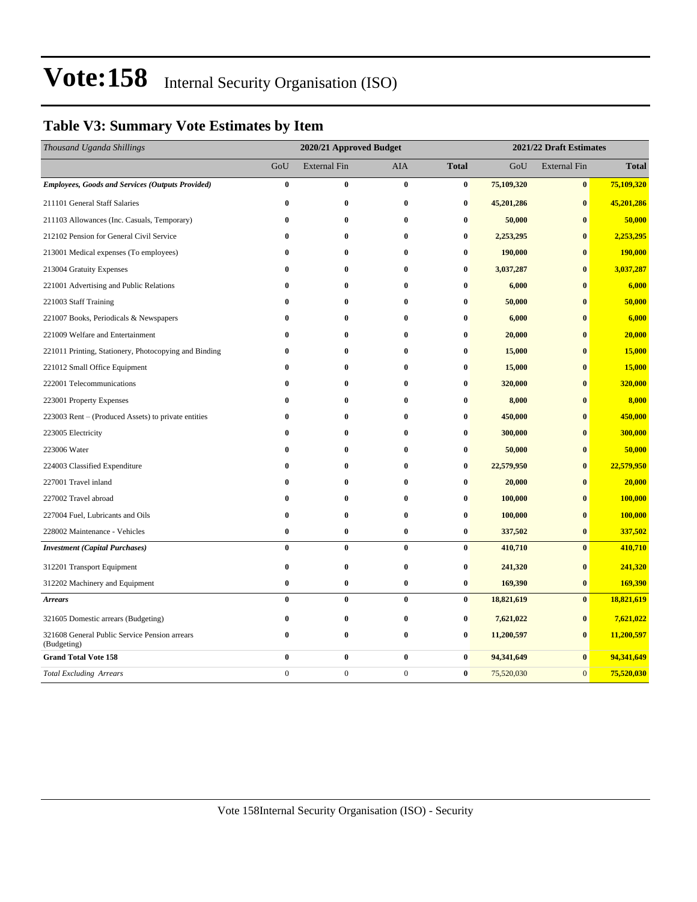# Vote:158 Internal Security Organisation (ISO)

## Table V3: Summary Vote Estimates by Item

| *Thousand Uganda Shillings* | 2020/21 Approved Budget | | | | 2021/22 Draft Estimates | | |
|---|---|---|---|---|---|---|---|
| | GoU | External Fin | AIA | **Total** | GoU | External Fin | **Total** |
| ***Employees, Goods and Services (Outputs Provided)*** | **0** | **0** | **0** | **0** | **75,109,320** | **0** | **75,109,320** |
| 211101 General Staff Salaries | **0** | **0** | **0** | **0** | **45,201,286** | **0** | **45,201,286** |
| 211103 Allowances (Inc. Casuals, Temporary) | **0** | **0** | **0** | **0** | **50,000** | **0** | **50,000** |
| 212102 Pension for General Civil Service | **0** | **0** | **0** | **0** | **2,253,295** | **0** | **2,253,295** |
| 213001 Medical expenses (To employees) | **0** | **0** | **0** | **0** | **190,000** | **0** | **190,000** |
| 213004 Gratuity Expenses | **0** | **0** | **0** | **0** | **3,037,287** | **0** | **3,037,287** |
| 221001 Advertising and Public Relations | **0** | **0** | **0** | **0** | **6,000** | **0** | **6,000** |
| 221003 Staff Training | **0** | **0** | **0** | **0** | **50,000** | **0** | **50,000** |
| 221007 Books, Periodicals & Newspapers | **0** | **0** | **0** | **0** | **6,000** | **0** | **6,000** |
| 221009 Welfare and Entertainment | **0** | **0** | **0** | **0** | **20,000** | **0** | **20,000** |
| 221011 Printing, Stationery, Photocopying and Binding | **0** | **0** | **0** | **0** | **15,000** | **0** | **15,000** |
| 221012 Small Office Equipment | **0** | **0** | **0** | **0** | **15,000** | **0** | **15,000** |
| 222001 Telecommunications | **0** | **0** | **0** | **0** | **320,000** | **0** | **320,000** |
| 223001 Property Expenses | **0** | **0** | **0** | **0** | **8,000** | **0** | **8,000** |
| 223003 Rent – (Produced Assets) to private entities | **0** | **0** | **0** | **0** | **450,000** | **0** | **450,000** |
| 223005 Electricity | **0** | **0** | **0** | **0** | **300,000** | **0** | **300,000** |
| 223006 Water | **0** | **0** | **0** | **0** | **50,000** | **0** | **50,000** |
| 224003 Classified Expenditure | **0** | **0** | **0** | **0** | **22,579,950** | **0** | **22,579,950** |
| 227001 Travel inland | **0** | **0** | **0** | **0** | **20,000** | **0** | **20,000** |
| 227002 Travel abroad | **0** | **0** | **0** | **0** | **100,000** | **0** | **100,000** |
| 227004 Fuel, Lubricants and Oils | **0** | **0** | **0** | **0** | **100,000** | **0** | **100,000** |
| 228002 Maintenance - Vehicles | **0** | **0** | **0** | **0** | **337,502** | **0** | **337,502** |
| ***Investment (Capital Purchases)*** | **0** | **0** | **0** | **0** | **410,710** | **0** | **410,710** |
| 312201 Transport Equipment | **0** | **0** | **0** | **0** | **241,320** | **0** | **241,320** |
| 312202 Machinery and Equipment | **0** | **0** | **0** | **0** | **169,390** | **0** | **169,390** |
| ***Arrears*** | **0** | **0** | **0** | **0** | **18,821,619** | **0** | **18,821,619** |
| 321605 Domestic arrears (Budgeting) | **0** | **0** | **0** | **0** | **7,621,022** | **0** | **7,621,022** |
| 321608 General Public Service Pension arrears (Budgeting) | **0** | **0** | **0** | **0** | **11,200,597** | **0** | **11,200,597** |
| **Grand Total Vote 158** | **0** | **0** | **0** | **0** | **94,341,649** | **0** | **94,341,649** |
| *Total Excluding Arrears* | 0 | 0 | 0 | **0** | 75,520,030 | 0 | **75,520,030** |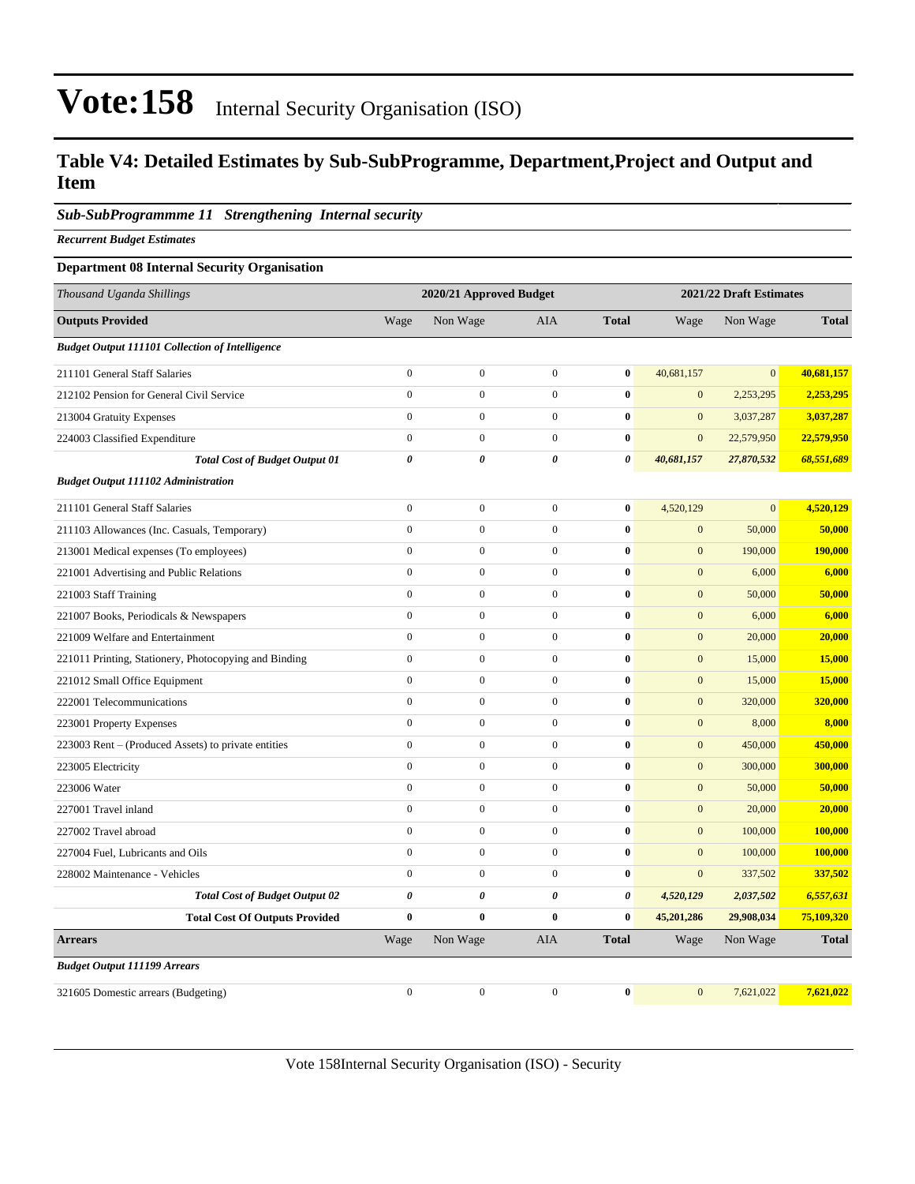# Vote:158 Internal Security Organisation (ISO)

## Table V4: Detailed Estimates by Sub-SubProgramme, Department,Project and Output and Item

### *Sub-SubProgrammme 11 Strengthening Internal security*

***Recurrent Budget Estimates***

**Department 08 Internal Security Organisation**

| *Thousand Uganda Shillings* | 2020/21 Approved Budget | | | | 2021/22 Draft Estimates | | |
|---|---|---|---|---|---|---|---|
| **Outputs Provided** | Wage | Non Wage | AIA | **Total** | Wage | Non Wage | **Total** |
| ***Budget Output 111101 Collection of Intelligence*** | | | | | | | |
| 211101 General Staff Salaries | 0 | 0 | 0 | **0** | 40,681,157 | 0 | **40,681,157** |
| 212102 Pension for General Civil Service | 0 | 0 | 0 | **0** | 0 | 2,253,295 | **2,253,295** |
| 213004 Gratuity Expenses | 0 | 0 | 0 | **0** | 0 | 3,037,287 | **3,037,287** |
| 224003 Classified Expenditure | 0 | 0 | 0 | **0** | 0 | 22,579,950 | **22,579,950** |
| ***Total Cost of Budget Output 01*** | ***0*** | ***0*** | ***0*** | ***0*** | ***40,681,157*** | ***27,870,532*** | ***68,551,689*** |
| ***Budget Output 111102 Administration*** | | | | | | | |
| 211101 General Staff Salaries | 0 | 0 | 0 | **0** | 4,520,129 | 0 | **4,520,129** |
| 211103 Allowances (Inc. Casuals, Temporary) | 0 | 0 | 0 | **0** | 0 | 50,000 | **50,000** |
| 213001 Medical expenses (To employees) | 0 | 0 | 0 | **0** | 0 | 190,000 | **190,000** |
| 221001 Advertising and Public Relations | 0 | 0 | 0 | **0** | 0 | 6,000 | **6,000** |
| 221003 Staff Training | 0 | 0 | 0 | **0** | 0 | 50,000 | **50,000** |
| 221007 Books, Periodicals & Newspapers | 0 | 0 | 0 | **0** | 0 | 6,000 | **6,000** |
| 221009 Welfare and Entertainment | 0 | 0 | 0 | **0** | 0 | 20,000 | **20,000** |
| 221011 Printing, Stationery, Photocopying and Binding | 0 | 0 | 0 | **0** | 0 | 15,000 | **15,000** |
| 221012 Small Office Equipment | 0 | 0 | 0 | **0** | 0 | 15,000 | **15,000** |
| 222001 Telecommunications | 0 | 0 | 0 | **0** | 0 | 320,000 | **320,000** |
| 223001 Property Expenses | 0 | 0 | 0 | **0** | 0 | 8,000 | **8,000** |
| 223003 Rent – (Produced Assets) to private entities | 0 | 0 | 0 | **0** | 0 | 450,000 | **450,000** |
| 223005 Electricity | 0 | 0 | 0 | **0** | 0 | 300,000 | **300,000** |
| 223006 Water | 0 | 0 | 0 | **0** | 0 | 50,000 | **50,000** |
| 227001 Travel inland | 0 | 0 | 0 | **0** | 0 | 20,000 | **20,000** |
| 227002 Travel abroad | 0 | 0 | 0 | **0** | 0 | 100,000 | **100,000** |
| 227004 Fuel, Lubricants and Oils | 0 | 0 | 0 | **0** | 0 | 100,000 | **100,000** |
| 228002 Maintenance - Vehicles | 0 | 0 | 0 | **0** | 0 | 337,502 | **337,502** |
| ***Total Cost of Budget Output 02*** | ***0*** | ***0*** | ***0*** | ***0*** | ***4,520,129*** | ***2,037,502*** | ***6,557,631*** |
| **Total Cost Of Outputs Provided** | **0** | **0** | **0** | **0** | **45,201,286** | **29,908,034** | **75,109,320** |
| **Arrears** | Wage | Non Wage | AIA | **Total** | Wage | Non Wage | **Total** |
| ***Budget Output 111199 Arrears*** | | | | | | | |
| 321605 Domestic arrears (Budgeting) | 0 | 0 | 0 | **0** | 0 | 7,621,022 | **7,621,022** |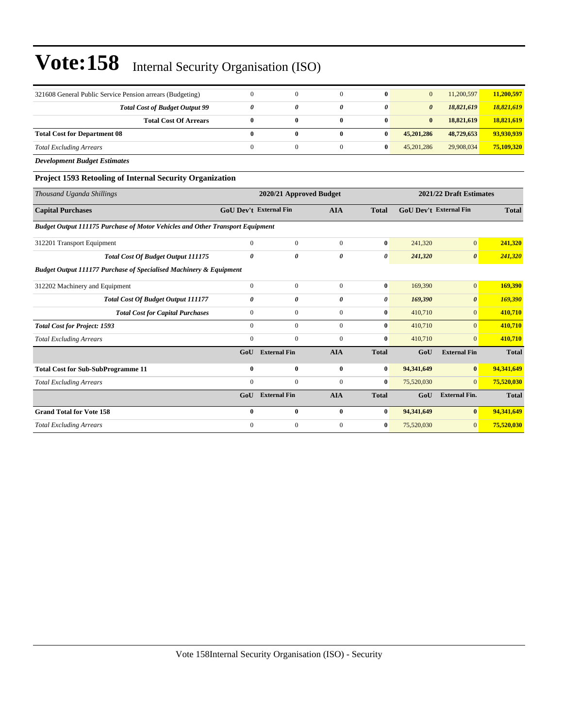# Vote:158 Internal Security Organisation (ISO)

| | | | | | | | |
|---|---|---|---|---|---|---|---|
| 321608 General Public Service Pension arrears (Budgeting) | 0 | 0 | 0 | **0** | 0 | 11,200,597 | **11,200,597** |
| ***Total Cost of Budget Output 99*** | ***0*** | ***0*** | ***0*** | ***0*** | ***0*** | ***18,821,619*** | ***18,821,619*** |
| **Total Cost Of Arrears** | **0** | **0** | **0** | **0** | **0** | **18,821,619** | **18,821,619** |
| **Total Cost for Department 08** | **0** | **0** | **0** | **0** | **45,201,286** | **48,729,653** | **93,930,939** |
| *Total Excluding Arrears* | 0 | 0 | 0 | **0** | 45,201,286 | 29,908,034 | **75,109,320** |

***Development Budget Estimates***

**Project 1593 Retooling of Internal Security Organization**

| *Thousand Uganda Shillings* | 2020/21 Approved Budget | | | | 2021/22 Draft Estimates | | |
|---|---|---|---|---|---|---|---|
| **Capital Purchases** | **GoU Dev't** | **External Fin** | **AIA** | **Total** | **GoU Dev't** | **External Fin** | **Total** |
| ***Budget Output 111175 Purchase of Motor Vehicles and Other Transport Equipment*** | | | | | | | |
| 312201 Transport Equipment | 0 | 0 | 0 | **0** | 241,320 | 0 | **241,320** |
| ***Total Cost Of Budget Output 111175*** | ***0*** | ***0*** | ***0*** | ***0*** | ***241,320*** | ***0*** | ***241,320*** |
| ***Budget Output 111177 Purchase of Specialised Machinery & Equipment*** | | | | | | | |
| 312202 Machinery and Equipment | 0 | 0 | 0 | **0** | 169,390 | 0 | **169,390** |
| ***Total Cost Of Budget Output 111177*** | ***0*** | ***0*** | ***0*** | ***0*** | ***169,390*** | ***0*** | ***169,390*** |
| ***Total Cost for Capital Purchases*** | 0 | 0 | 0 | **0** | 410,710 | 0 | **410,710** |
| ***Total Cost for Project: 1593*** | 0 | 0 | 0 | **0** | 410,710 | 0 | **410,710** |
| *Total Excluding Arrears* | 0 | 0 | 0 | **0** | 410,710 | 0 | **410,710** |
| | **GoU** | **External Fin** | **AIA** | **Total** | **GoU** | **External Fin** | **Total** |
| **Total Cost for Sub-SubProgramme 11** | **0** | **0** | **0** | **0** | **94,341,649** | **0** | **94,341,649** |
| *Total Excluding Arrears* | 0 | 0 | 0 | **0** | 75,520,030 | 0 | **75,520,030** |
| | **GoU** | **External Fin** | **AIA** | **Total** | **GoU** | **External Fin.** | **Total** |
| **Grand Total for Vote 158** | **0** | **0** | **0** | **0** | **94,341,649** | **0** | **94,341,649** |
| *Total Excluding Arrears* | 0 | 0 | 0 | **0** | 75,520,030 | 0 | **75,520,030** |